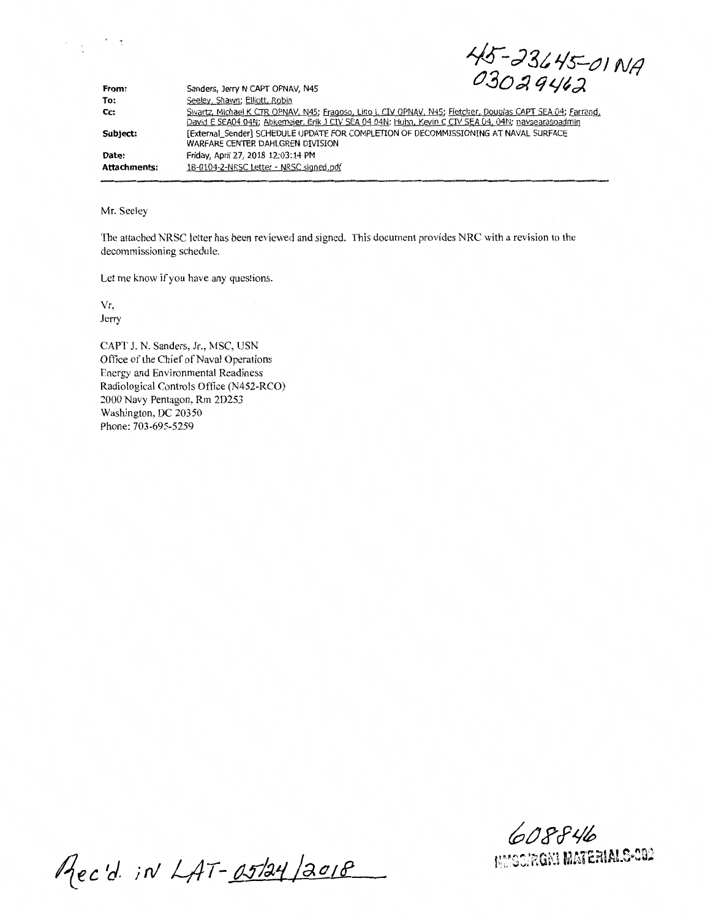45-23645-01 NA
03029462

| | |
|---|---|
| **From:** | Sanders, Jerry N CAPT OPNAV, N45 |
| **To:** | Seeley, Shawn; Elliott, Robin |
| **Cc:** | Swartz, Michael K CTR OPNAV, N45; Fragoso, Lino L CIV OPNAV, N45; Fletcher, Douglas CAPT SEA 04; Farrand, David E SEA04 04N; Abkemeier, Erik J CIV SEA 04 04N; Huhn, Kevin C CIV SEA 04, 04N; navseaarasoadmin |
| **Subject:** | [External_Sender] SCHEDULE UPDATE FOR COMPLETION OF DECOMMISSIONING AT NAVAL SURFACE WARFARE CENTER DAHLGREN DIVISION |
| **Date:** | Friday, April 27, 2018 12:03:14 PM |
| **Attachments:** | 18-0104-2-NRSC Letter - NRSC signed.pdf |

Mr. Seeley

The attached NRSC letter has been reviewed and signed. This document provides NRC with a revision to the decommissioning schedule.

Let me know if you have any questions.

Vr,
Jerry

CAPT J. N. Sanders, Jr., MSC, USN
Office of the Chief of Naval Operations
Energy and Environmental Readiness
Radiological Controls Office (N452-RCO)
2000 Navy Pentagon, Rm 2D253
Washington, DC 20350
Phone: 703-695-5259

Rec'd. in LAT- 05/24/2018

608846
NMSS/RGN1 MATERIALS-002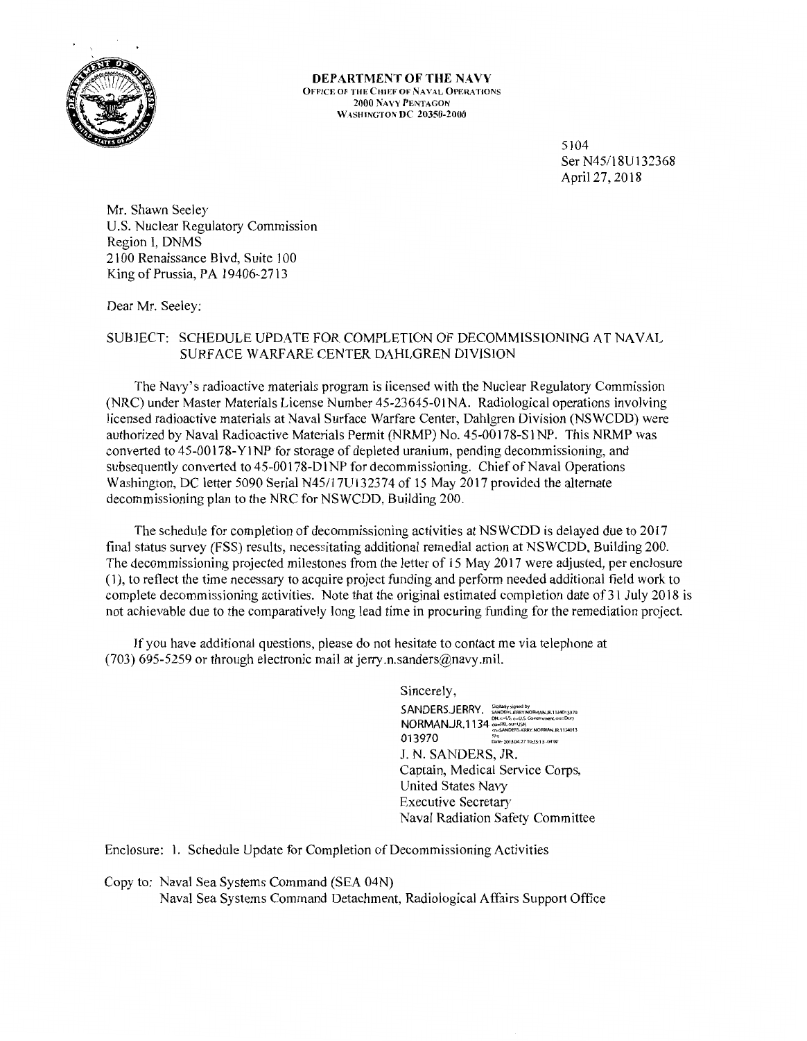**DEPARTMENT OF THE NAVY**
OFFICE OF THE CHIEF OF NAVAL OPERATIONS
2000 NAVY PENTAGON
WASHINGTON DC 20350-2000

5104
Ser N45/18U132368
April 27, 2018

Mr. Shawn Seeley
U.S. Nuclear Regulatory Commission
Region I, DNMS
2100 Renaissance Blvd, Suite 100
King of Prussia, PA 19406-2713

Dear Mr. Seeley:

SUBJECT: SCHEDULE UPDATE FOR COMPLETION OF DECOMMISSIONING AT NAVAL SURFACE WARFARE CENTER DAHLGREN DIVISION

The Navy's radioactive materials program is licensed with the Nuclear Regulatory Commission (NRC) under Master Materials License Number 45-23645-01NA. Radiological operations involving licensed radioactive materials at Naval Surface Warfare Center, Dahlgren Division (NSWCDD) were authorized by Naval Radioactive Materials Permit (NRMP) No. 45-00178-S1NP. This NRMP was converted to 45-00178-Y1NP for storage of depleted uranium, pending decommissioning, and subsequently converted to 45-00178-D1NP for decommissioning. Chief of Naval Operations Washington, DC letter 5090 Serial N45/17U132374 of 15 May 2017 provided the alternate decommissioning plan to the NRC for NSWCDD, Building 200.

The schedule for completion of decommissioning activities at NSWCDD is delayed due to 2017 final status survey (FSS) results, necessitating additional remedial action at NSWCDD, Building 200. The decommissioning projected milestones from the letter of 15 May 2017 were adjusted, per enclosure (1), to reflect the time necessary to acquire project funding and perform needed additional field work to complete decommissioning activities. Note that the original estimated completion date of 31 July 2018 is not achievable due to the comparatively long lead time in procuring funding for the remediation project.

If you have additional questions, please do not hesitate to contact me via telephone at (703) 695-5259 or through electronic mail at jerry.n.sanders@navy.mil.

Sincerely,

SANDERS.JERRY.NORMAN.JR.1134013970

J. N. SANDERS, JR.
Captain, Medical Service Corps,
United States Navy
Executive Secretary
Naval Radiation Safety Committee

Enclosure: 1. Schedule Update for Completion of Decommissioning Activities

Copy to: Naval Sea Systems Command (SEA 04N)
Naval Sea Systems Command Detachment, Radiological Affairs Support Office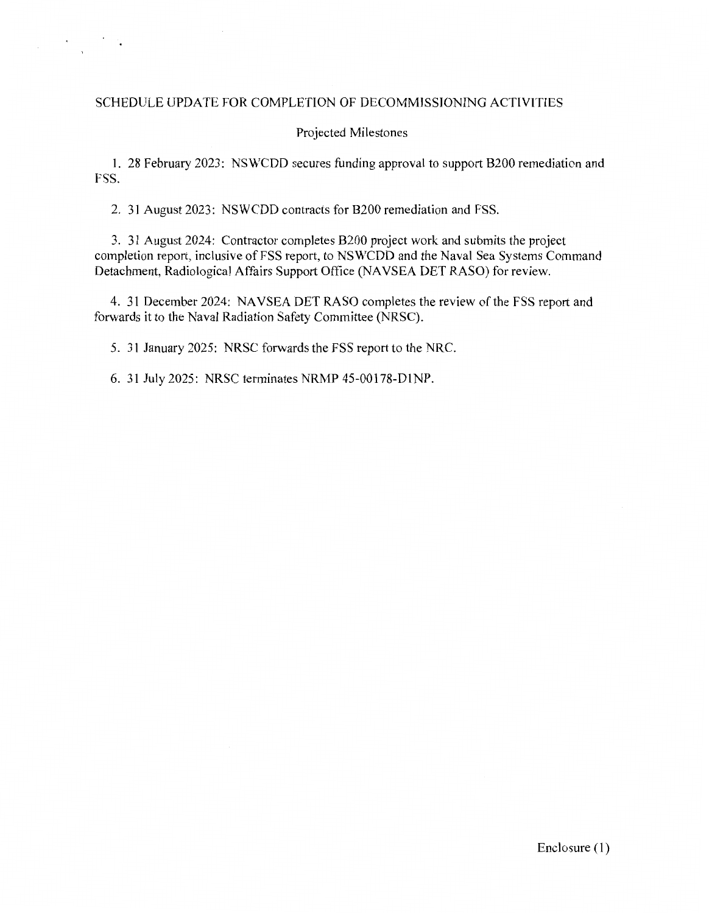# SCHEDULE UPDATE FOR COMPLETION OF DECOMMISSIONING ACTIVITIES

## Projected Milestones

1. 28 February 2023: NSWCDD secures funding approval to support B200 remediation and FSS.

2. 31 August 2023: NSWCDD contracts for B200 remediation and FSS.

3. 31 August 2024: Contractor completes B200 project work and submits the project completion report, inclusive of FSS report, to NSWCDD and the Naval Sea Systems Command Detachment, Radiological Affairs Support Office (NAVSEA DET RASO) for review.

4. 31 December 2024: NAVSEA DET RASO completes the review of the FSS report and forwards it to the Naval Radiation Safety Committee (NRSC).

5. 31 January 2025: NRSC forwards the FSS report to the NRC.

6. 31 July 2025: NRSC terminates NRMP 45-00178-D1NP.

Enclosure (1)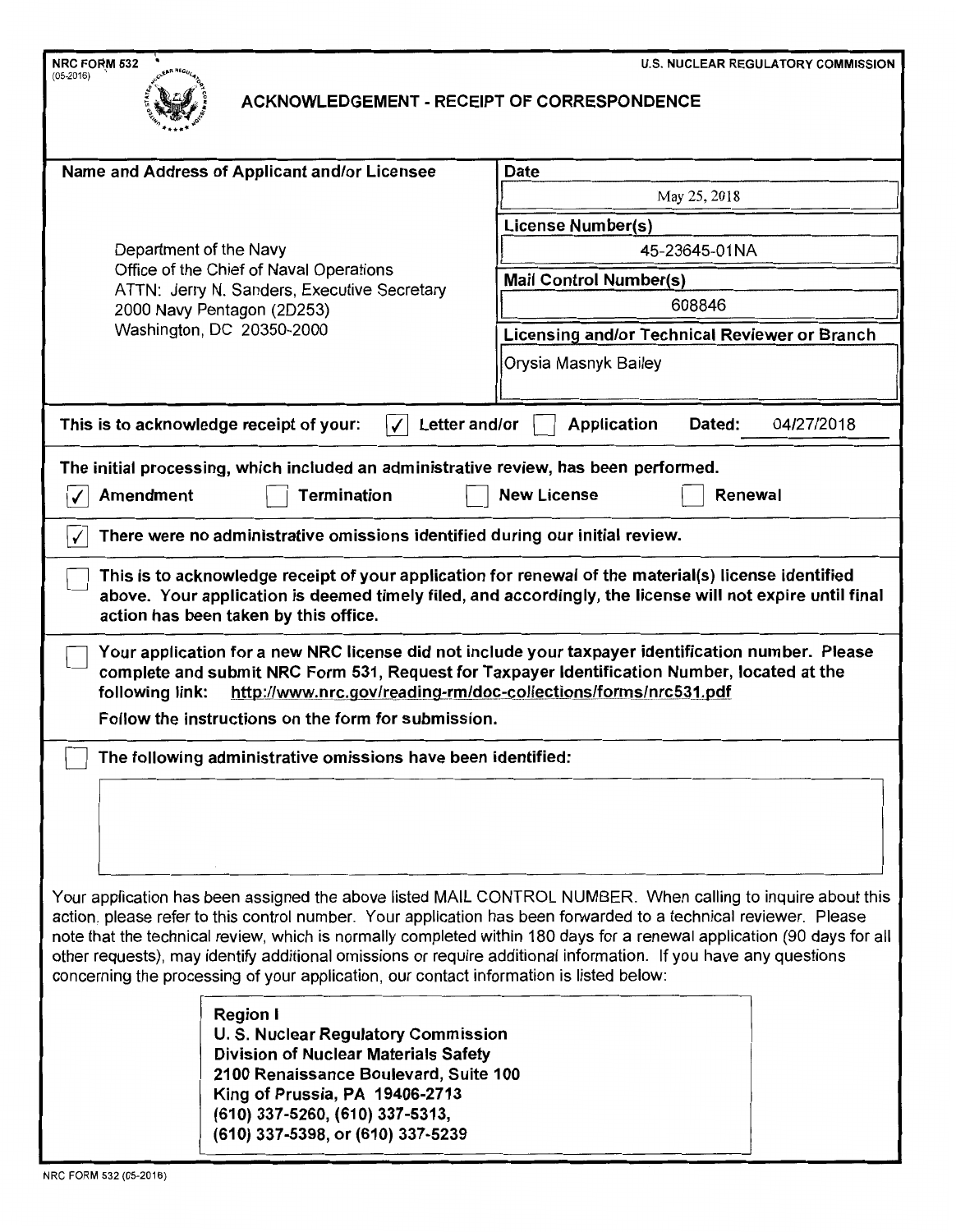NRC FORM 532
(05-2016)

U.S. NUCLEAR REGULATORY COMMISSION

# ACKNOWLEDGEMENT - RECEIPT OF CORRESPONDENCE

| **Name and Address of Applicant and/or Licensee** | |
|---|---|
| Department of the Navy<br>Office of the Chief of Naval Operations<br>ATTN: Jerry N. Sanders, Executive Secretary<br>2000 Navy Pentagon (2D253)<br>Washington, DC 20350-2000 | **Date**<br>May 25, 2018<br>**License Number(s)**<br>45-23645-01NA<br>**Mail Control Number(s)**<br>608846<br>**Licensing and/or Technical Reviewer or Branch**<br>Orysia Masnyk Bailey |

**This is to acknowledge receipt of your:** ☑ **Letter and/or** ☐ **Application** **Dated:** 04/27/2018

**The initial processing, which included an administrative review, has been performed.**

☑ **Amendment** ☐ **Termination** ☐ **New License** ☐ **Renewal**

☑ **There were no administrative omissions identified during our initial review.**

☐ **This is to acknowledge receipt of your application for renewal of the material(s) license identified above. Your application is deemed timely filed, and accordingly, the license will not expire until final action has been taken by this office.**

☐ **Your application for a new NRC license did not include your taxpayer identification number. Please complete and submit NRC Form 531, Request for Taxpayer Identification Number, located at the following link: http://www.nrc.gov/reading-rm/doc-collections/forms/nrc531.pdf**

**Follow the instructions on the form for submission.**

☐ **The following administrative omissions have been identified:**

Your application has been assigned the above listed MAIL CONTROL NUMBER. When calling to inquire about this action, please refer to this control number. Your application has been forwarded to a technical reviewer. Please note that the technical review, which is normally completed within 180 days for a renewal application (90 days for all other requests), may identify additional omissions or require additional information. If you have any questions concerning the processing of your application, our contact information is listed below:

**Region I**
**U. S. Nuclear Regulatory Commission**
**Division of Nuclear Materials Safety**
**2100 Renaissance Boulevard, Suite 100**
**King of Prussia, PA 19406-2713**
**(610) 337-5260, (610) 337-5313,**
**(610) 337-5398, or (610) 337-5239**

NRC FORM 532 (05-2016)